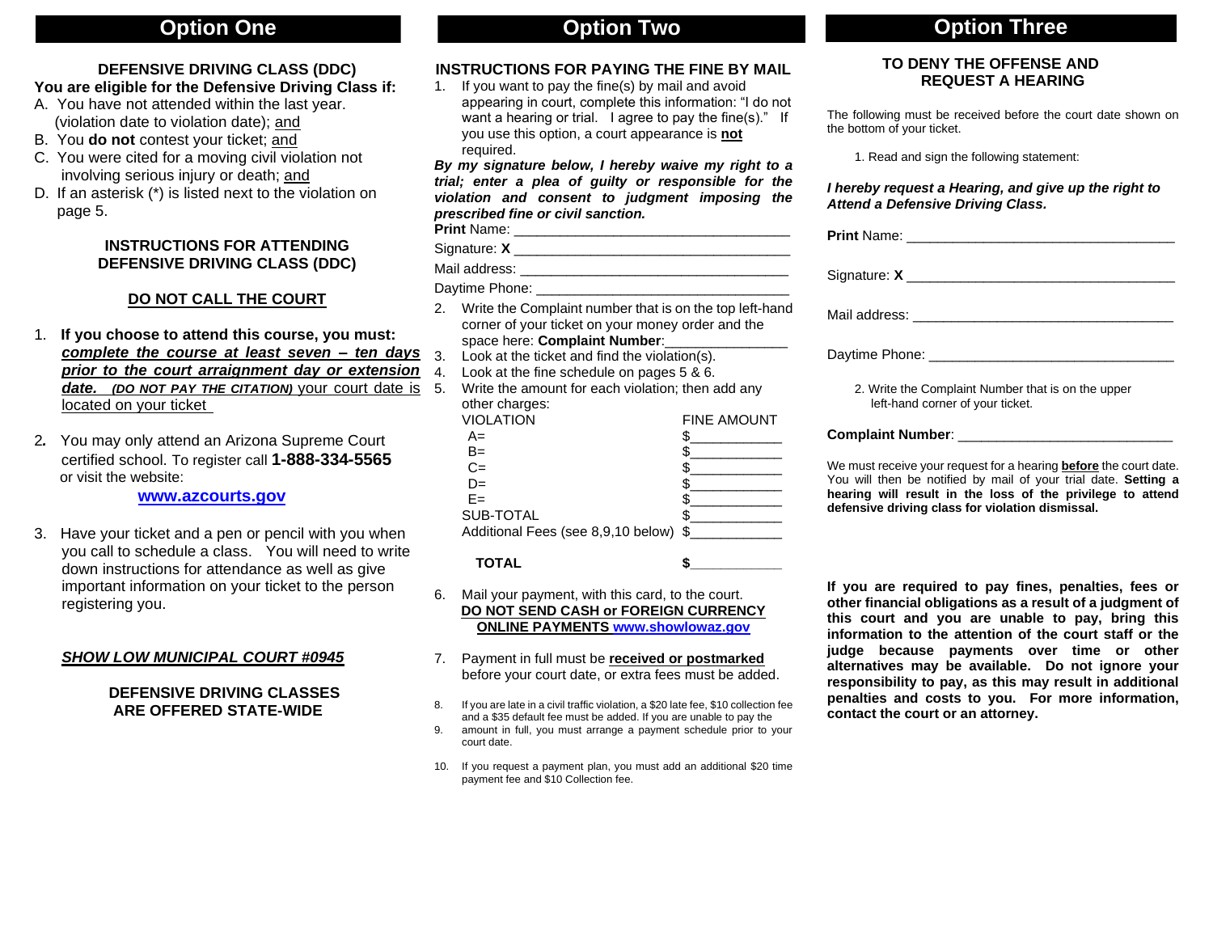# Option One

### DEFENSIVE DRIVING CLASS (DDC)

**You are eligible for the Defensive Driving Class if:**

A. You have not attended within the last year. (violation date to violation date); and

B. You **do not** contest your ticket; and

C. You were cited for a moving civil violation not involving serious injury or death; and

D. If an asterisk (*) is listed next to the violation on page 5.

### INSTRUCTIONS FOR ATTENDING DEFENSIVE DRIVING CLASS (DDC)

**DO NOT CALL THE COURT**

1. **If you choose to attend this course, you must:** ***complete the course at least seven – ten days prior to the court arraignment day or extension date.*** ***(DO NOT PAY THE CITATION)*** your court date is located on your ticket

2. You may only attend an Arizona Supreme Court certified school. To register call **1-888-334-5565** or visit the website:

   **www.azcourts.gov**

3. Have your ticket and a pen or pencil with you when you call to schedule a class. You will need to write down instructions for attendance as well as give important information on your ticket to the person registering you.

***SHOW LOW MUNICIPAL COURT #0945***

**DEFENSIVE DRIVING CLASSES ARE OFFERED STATE-WIDE**

# Option Two

### INSTRUCTIONS FOR PAYING THE FINE BY MAIL

1. If you want to pay the fine(s) by mail and avoid appearing in court, complete this information: "I do not want a hearing or trial. I agree to pay the fine(s)." If you use this option, a court appearance is **not** required.

***By my signature below, I hereby waive my right to a trial; enter a plea of guilty or responsible for the violation and consent to judgment imposing the prescribed fine or civil sanction.***

**Print** Name: ___________________________________

Signature: **X** ___________________________________

Mail address: ___________________________________

Daytime Phone: ________________________________

2. Write the Complaint number that is on the top left-hand corner of your ticket on your money order and the space here: **Complaint Number**:_______________
3. Look at the ticket and find the violation(s).
4. Look at the fine schedule on pages 5 & 6.
5. Write the amount for each violation; then add any other charges:

| VIOLATION | FINE AMOUNT |
|---|---|
| A= | $___________ |
| B= | $___________ |
| C= | $___________ |
| D= | $___________ |
| E= | $___________ |
| SUB-TOTAL | $___________ |
| Additional Fees (see 8,9,10 below) | $___________ |
| **TOTAL** | **$___________** |

6. Mail your payment, with this card, to the court.
   **DO NOT SEND CASH or FOREIGN CURRENCY**
   **ONLINE PAYMENTS www.showlowaz.gov**

7. Payment in full must be **received or postmarked** before your court date, or extra fees must be added.

8. If you are late in a civil traffic violation, a $20 late fee, $10 collection fee and a $35 default fee must be added. If you are unable to pay the
9. amount in full, you must arrange a payment schedule prior to your court date.

10. If you request a payment plan, you must add an additional $20 time payment fee and $10 Collection fee.

# Option Three

### TO DENY THE OFFENSE AND REQUEST A HEARING

The following must be received before the court date shown on the bottom of your ticket.

1. Read and sign the following statement:

***I hereby request a Hearing, and give up the right to Attend a Defensive Driving Class.***

**Print** Name: ___________________________________

Signature: **X** ___________________________________

Mail address: ___________________________________

Daytime Phone: ________________________________

2. Write the Complaint Number that is on the upper left-hand corner of your ticket.

**Complaint Number**: ___________________________

We must receive your request for a hearing **before** the court date. You will then be notified by mail of your trial date. **Setting a hearing will result in the loss of the privilege to attend defensive driving class for violation dismissal.**

**If you are required to pay fines, penalties, fees or other financial obligations as a result of a judgment of this court and you are unable to pay, bring this information to the attention of the court staff or the judge because payments over time or other alternatives may be available. Do not ignore your responsibility to pay, as this may result in additional penalties and costs to you. For more information, contact the court or an attorney.**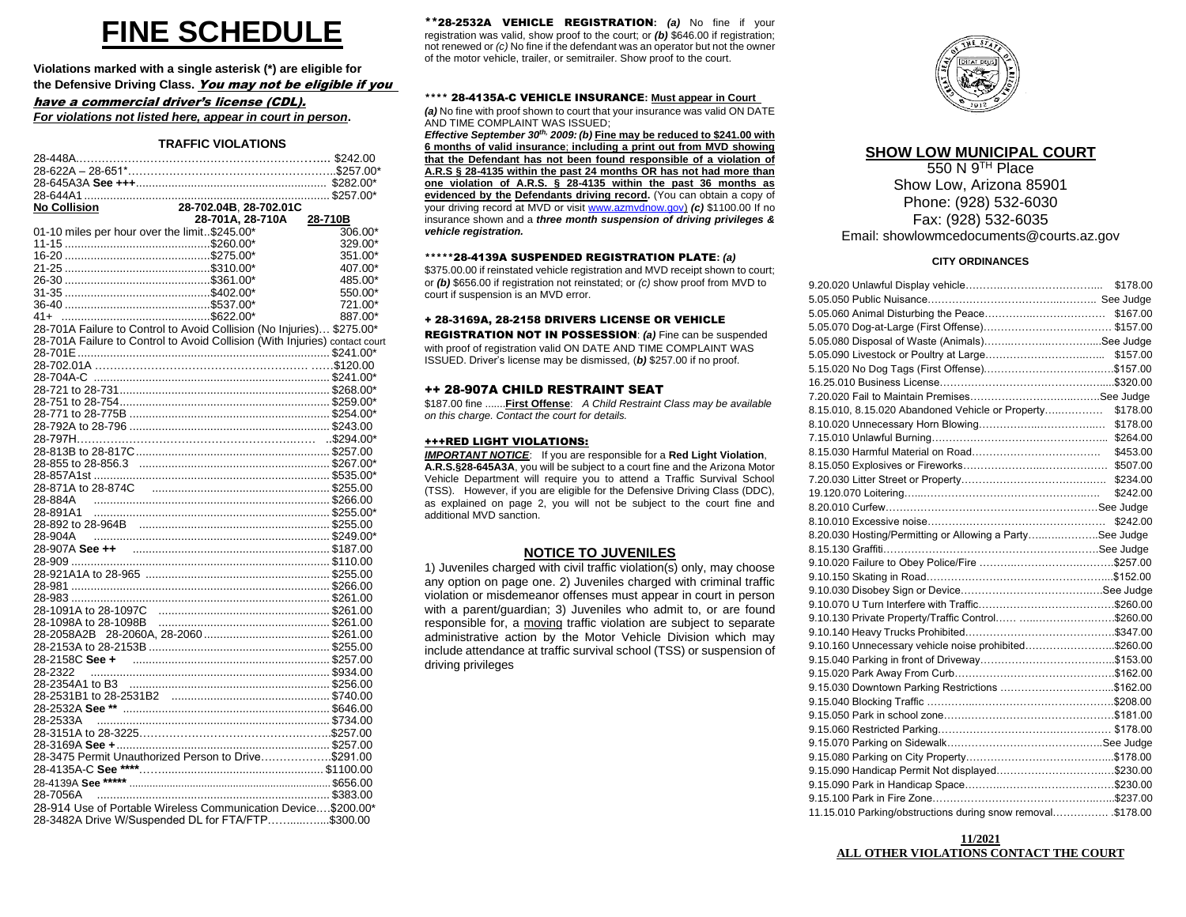# FINE SCHEDULE

**Violations marked with a single asterisk (*) are eligible for the Defensive Driving Class.** ***You may not be eligible if you have a commercial driver's license (CDL).***
***For violations not listed here, appear in court in person.***

### TRAFFIC VIOLATIONS

| | | |
|---|---|---|
| 28-448A | $242.00 | |
| 28-622A – 28-651* | $257.00* | |
| 28-645A3A **See +++** | $282.00* | |
| 28-644A1 | $257.00* | |
| **No Collision** | 28-702.04B, 28-702.01C 28-701A, 28-710A | **28-710B** |
| 01-10 miles per hour over the limit | $245.00* | 306.00* |
| 11-15 | $260.00* | 329.00* |
| 16-20 | $275.00* | 351.00* |
| 21-25 | $310.00* | 407.00* |
| 26-30 | $361.00* | 485.00* |
| 31-35 | $402.00* | 550.00* |
| 36-40 | $537.00* | 721.00* |
| 41+ | $622.00* | 887.00* |
| 28-701A Failure to Control to Avoid Collision (No Injuries) | $275.00* | |
| 28-701A Failure to Control to Avoid Collision (With Injuries) | contact court | |
| 28-701E | $241.00* | |
| 28-702.01A | $120.00 | |
| 28-704A-C | $241.00* | |
| 28-721 to 28-731 | $268.00* | |
| 28-751 to 28-754 | $259.00* | |
| 28-771 to 28-775B | $254.00* | |
| 28-792A to 28-796 | $243.00 | |
| 28-797H | $294.00* | |
| 28-813B to 28-817C | $257.00 | |
| 28-855 to 28-856.3 | $267.00* | |
| 28-857A1st | $535.00* | |
| 28-871A to 28-874C | $255.00 | |
| 28-884A | $266.00 | |
| 28-891A1 | $255.00* | |
| 28-892 to 28-964B | $255.00 | |
| 28-904A | $249.00* | |
| 28-907A **See ++** | $187.00 | |
| 28-909 | $110.00 | |
| 28-921A1A to 28-965 | $255.00 | |
| 28-981 | $266.00 | |
| 28-983 | $261.00 | |
| 28-1091A to 28-1097C | $261.00 | |
| 28-1098A to 28-1098B | $261.00 | |
| 28-2058A2B 28-2060A, 28-2060 | $261.00 | |
| 28-2153A to 28-2153B | $255.00 | |
| 28-2158C **See +** | $257.00 | |
| 28-2322 | $934.00 | |
| 28-2354A1 to B3 | $256.00 | |
| 28-2531B1 to 28-2531B2 | $740.00 | |
| 28-2532A **See \*\*** | $646.00 | |
| 28-2533A | $734.00 | |
| 28-3151A to 28-3225 | $257.00 | |
| 28-3169A **See +** | $257.00 | |
| 28-3475 Permit Unauthorized Person to Drive | $291.00 | |
| 28-4135A-C **See \*\*\*\*** | $1100.00 | |
| 28-4139A **See \*\*\*\*\*** | $656.00 | |
| 28-7056A | $383.00 | |
| 28-914 Use of Portable Wireless Communication Device | $200.00* | |
| 28-3482A Drive W/Suspended DL for FTA/FTP | $300.00 | |

**\*\*28-2532A VEHICLE REGISTRATION:** *(a)* No fine if your registration was valid, show proof to the court; or *(b)* $646.00 if registration; not renewed or *(c)* No fine if the defendant was an operator but not the owner of the motor vehicle, trailer, or semitrailer. Show proof to the court.

**\*\*\*\* 28-4135A-C VEHICLE INSURANCE: Must appear in Court**
*(a)* No fine with proof shown to court that your insurance was valid ON DATE AND TIME COMPLAINT WAS ISSUED;
***Effective September 30th, 2009: (b)* Fine may be reduced to $241.00 with 6 months of valid insurance; including a print out from MVD showing that the Defendant has not been found responsible of a violation of A.R.S § 28-4135 within the past 24 months OR has not had more than one violation of A.R.S. § 28-4135 within the past 36 months as evidenced by the Defendants driving record.** (You can obtain a copy of your driving record at MVD or visit www.azmvdnow.gov) *(c)* $1100.00 If no insurance shown and a ***three month suspension of driving privileges & vehicle registration.***

**\*\*\*\*\*28-4139A SUSPENDED REGISTRATION PLATE:** *(a)* $375.00.00 if reinstated vehicle registration and MVD receipt shown to court; or *(b)* $656.00 if registration not reinstated; or *(c)* show proof from MVD to court if suspension is an MVD error.

**+ 28-3169A, 28-2158 DRIVERS LICENSE OR VEHICLE REGISTRATION NOT IN POSSESSION**: *(a)* Fine can be suspended with proof of registration valid ON DATE AND TIME COMPLAINT WAS ISSUED. Driver's license may be dismissed, (*b)* $257.00 if no proof.

**++ 28-907A CHILD RESTRAINT SEAT**
$187.00 fine .......**First Offense**: *A Child Restraint Class may be available on this charge. Contact the court for details.*

**+++RED LIGHT VIOLATIONS:**
***IMPORTANT NOTICE***: If you are responsible for a **Red Light Violation**, **A.R.S.§28-645A3A**, you will be subject to a court fine and the Arizona Motor Vehicle Department will require you to attend a Traffic Survival School (TSS). However, if you are eligible for the Defensive Driving Class (DDC), as explained on page 2, you will not be subject to the court fine and additional MVD sanction.

## NOTICE TO JUVENILES

1) Juveniles charged with civil traffic violation(s) only, may choose any option on page one. 2) Juveniles charged with criminal traffic violation or misdemeanor offenses must appear in court in person with a parent/guardian; 3) Juveniles who admit to, or are found responsible for, a moving traffic violation are subject to separate administrative action by the Motor Vehicle Division which may include attendance at traffic survival school (TSS) or suspension of driving privileges

## SHOW LOW MUNICIPAL COURT

550 N 9TH Place
Show Low, Arizona 85901
Phone: (928) 532-6030
Fax: (928) 532-6035
Email: showlowmcedocuments@courts.az.gov

### CITY ORDINANCES

| | |
|---|---|
| 9.20.020 Unlawful Display vehicle | $178.00 |
| 5.05.050 Public Nuisance | See Judge |
| 5.05.060 Animal Disturbing the Peace | $167.00 |
| 5.05.070 Dog-at-Large (First Offense) | $157.00 |
| 5.05.080 Disposal of Waste (Animals) | See Judge |
| 5.05.090 Livestock or Poultry at Large | $157.00 |
| 5.15.020 No Dog Tags (First Offense) | $157.00 |
| 16.25.010 Business License | $320.00 |
| 7.20.020 Fail to Maintain Premises | See Judge |
| 8.15.010, 8.15.020 Abandoned Vehicle or Property | $178.00 |
| 8.10.020 Unnecessary Horn Blowing | $178.00 |
| 7.15.010 Unlawful Burning | $264.00 |
| 8.15.030 Harmful Material on Road | $453.00 |
| 8.15.050 Explosives or Fireworks | $507.00 |
| 7.20.030 Litter Street or Property | $234.00 |
| 19.120.070 Loitering | $242.00 |
| 8.20.010 Curfew | See Judge |
| 8.10.010 Excessive noise | $242.00 |
| 8.20.030 Hosting/Permitting or Allowing a Party | See Judge |
| 8.15.130 Graffiti | See Judge |
| 9.10.020 Failure to Obey Police/Fire | $257.00 |
| 9.10.150 Skating in Road | $152.00 |
| 9.10.030 Disobey Sign or Device | See Judge |
| 9.10.070 U Turn Interfere with Traffic | $260.00 |
| 9.10.130 Private Property/Traffic Control | $260.00 |
| 9.10.140 Heavy Trucks Prohibited | $347.00 |
| 9.10.160 Unnecessary vehicle noise prohibited | $260.00 |
| 9.15.040 Parking in front of Driveway | $153.00 |
| 9.15.020 Park Away From Curb | $162.00 |
| 9.15.030 Downtown Parking Restrictions | $162.00 |
| 9.15.040 Blocking Traffic | $208.00 |
| 9.15.050 Park in school zone | $181.00 |
| 9.15.060 Restricted Parking | $178.00 |
| 9.15.070 Parking on Sidewalk | See Judge |
| 9.15.080 Parking on City Property | $178.00 |
| 9.15.090 Handicap Permit Not displayed | $230.00 |
| 9.15.090 Park in Handicap Space | $230.00 |
| 9.15.100 Park in Fire Zone | $237.00 |
| 11.15.010 Parking/obstructions during snow removal | $178.00 |

**11/2021**
**ALL OTHER VIOLATIONS CONTACT THE COURT**